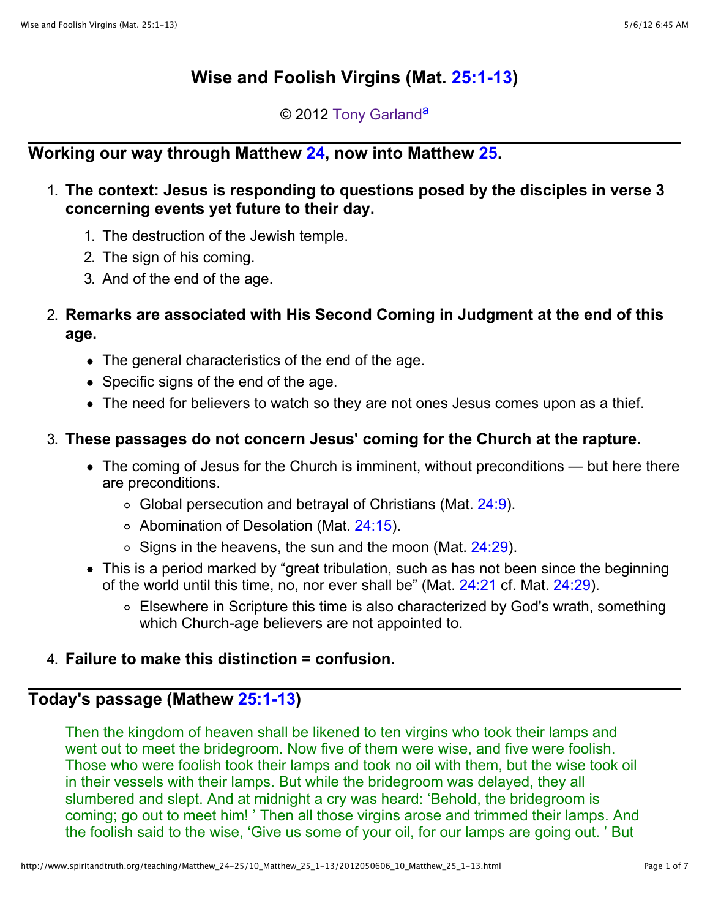# Wise and Foolish Virgins (Mat. 25:1-13)

© 2012 Tony Garland[a]

## Working our way through Matthew 24, now into Matthew 25.

1. **The context: Jesus is responding to questions posed by the disciples in verse 3 concerning events yet future to their day.**
    1. The destruction of the Jewish temple.
    2. The sign of his coming.
    3. And of the end of the age.
2. **Remarks are associated with His Second Coming in Judgment at the end of this age.**
    - The general characteristics of the end of the age.
    - Specific signs of the end of the age.
    - The need for believers to watch so they are not ones Jesus comes upon as a thief.
3. **These passages do not concern Jesus' coming for the Church at the rapture.**
    - The coming of Jesus for the Church is imminent, without preconditions — but here there are preconditions.
        - Global persecution and betrayal of Christians (Mat. 24:9).
        - Abomination of Desolation (Mat. 24:15).
        - Signs in the heavens, the sun and the moon (Mat. 24:29).
    - This is a period marked by "great tribulation, such as has not been since the beginning of the world until this time, no, nor ever shall be" (Mat. 24:21 cf. Mat. 24:29).
        - Elsewhere in Scripture this time is also characterized by God's wrath, something which Church-age believers are not appointed to.
4. **Failure to make this distinction = confusion.**

## Today's passage (Mathew 25:1-13)

Then the kingdom of heaven shall be likened to ten virgins who took their lamps and went out to meet the bridegroom. Now five of them were wise, and five were foolish. Those who were foolish took their lamps and took no oil with them, but the wise took oil in their vessels with their lamps. But while the bridegroom was delayed, they all slumbered and slept. And at midnight a cry was heard: 'Behold, the bridegroom is coming; go out to meet him! ' Then all those virgins arose and trimmed their lamps. And the foolish said to the wise, 'Give us some of your oil, for our lamps are going out. ' But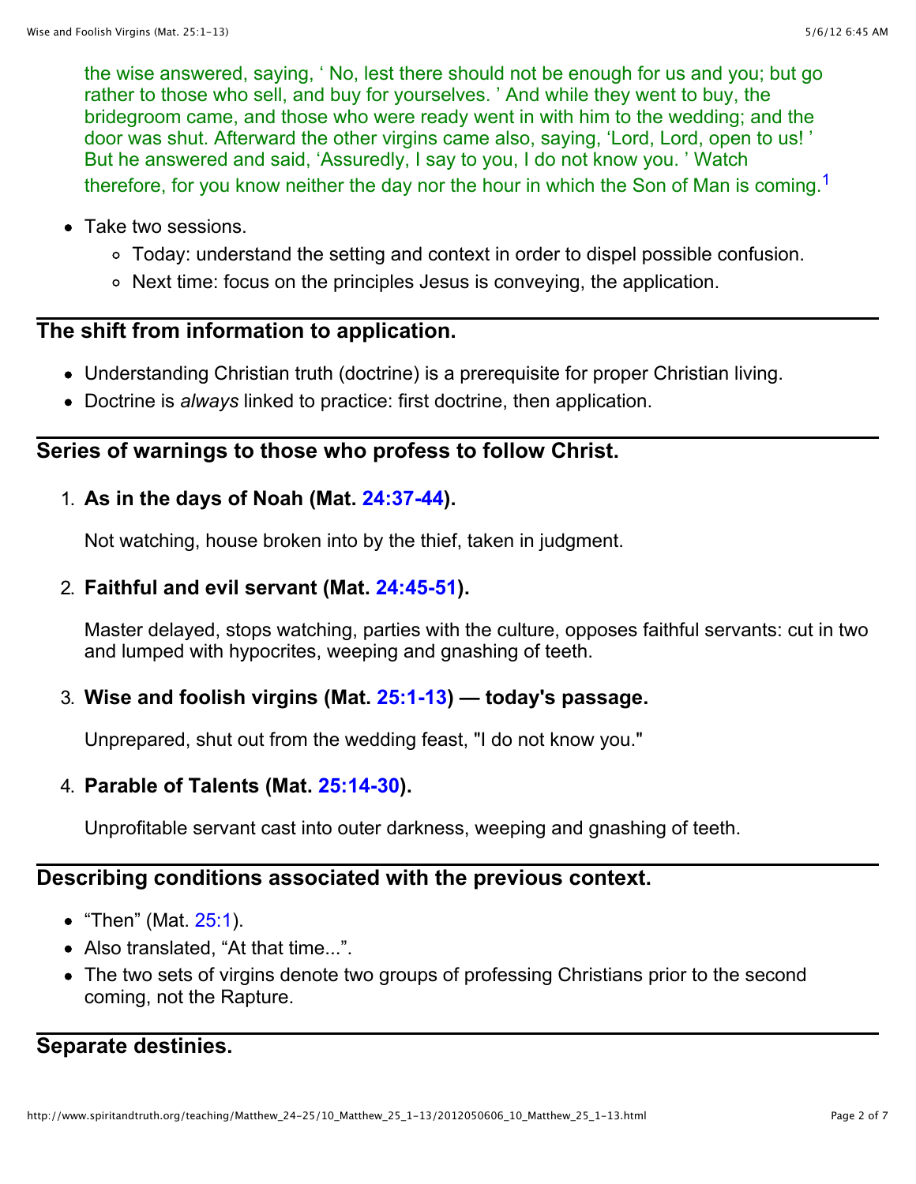the wise answered, saying, ‘ No, lest there should not be enough for us and you; but go rather to those who sell, and buy for yourselves. ’ And while they went to buy, the bridegroom came, and those who were ready went in with him to the wedding; and the door was shut. Afterward the other virgins came also, saying, ‘Lord, Lord, open to us! ’ But he answered and said, ‘Assuredly, I say to you, I do not know you. ’ Watch therefore, for you know neither the day nor the hour in which the Son of Man is coming.[1]

- Take two sessions.
    - Today: understand the setting and context in order to dispel possible confusion.
    - Next time: focus on the principles Jesus is conveying, the application.

## The shift from information to application.

- Understanding Christian truth (doctrine) is a prerequisite for proper Christian living.
- Doctrine is *always* linked to practice: first doctrine, then application.

## Series of warnings to those who profess to follow Christ.

1. **As in the days of Noah (Mat. 24:37-44).**

   Not watching, house broken into by the thief, taken in judgment.

2. **Faithful and evil servant (Mat. 24:45-51).**

   Master delayed, stops watching, parties with the culture, opposes faithful servants: cut in two and lumped with hypocrites, weeping and gnashing of teeth.

3. **Wise and foolish virgins (Mat. 25:1-13) — today's passage.**

   Unprepared, shut out from the wedding feast, "I do not know you."

4. **Parable of Talents (Mat. 25:14-30).**

   Unprofitable servant cast into outer darkness, weeping and gnashing of teeth.

## Describing conditions associated with the previous context.

- “Then” (Mat. 25:1).
- Also translated, “At that time...”.
- The two sets of virgins denote two groups of professing Christians prior to the second coming, not the Rapture.

## Separate destinies.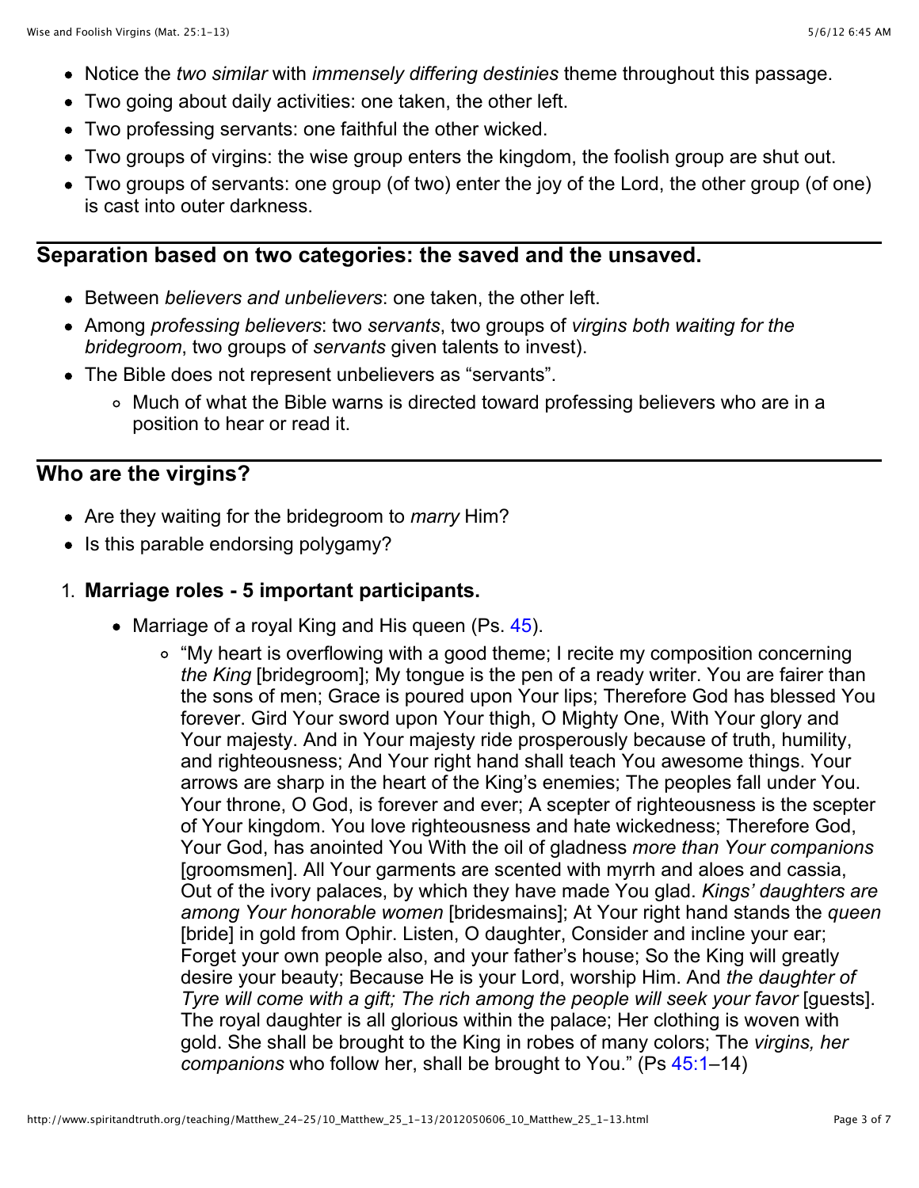- Notice the *two similar* with *immensely differing destinies* theme throughout this passage.
- Two going about daily activities: one taken, the other left.
- Two professing servants: one faithful the other wicked.
- Two groups of virgins: the wise group enters the kingdom, the foolish group are shut out.
- Two groups of servants: one group (of two) enter the joy of the Lord, the other group (of one) is cast into outer darkness.

---

### Separation based on two categories: the saved and the unsaved.

- Between *believers and unbelievers*: one taken, the other left.
- Among *professing believers*: two *servants*, two groups of *virgins both waiting for the bridegroom*, two groups of *servants* given talents to invest).
- The Bible does not represent unbelievers as "servants".
  - Much of what the Bible warns is directed toward professing believers who are in a position to hear or read it.

---

### Who are the virgins?

- Are they waiting for the bridegroom to *marry* Him?
- Is this parable endorsing polygamy?

1. **Marriage roles - 5 important participants.**
   - Marriage of a royal King and His queen (Ps. 45).
     - "My heart is overflowing with a good theme; I recite my composition concerning *the King* [bridegroom]; My tongue is the pen of a ready writer. You are fairer than the sons of men; Grace is poured upon Your lips; Therefore God has blessed You forever. Gird Your sword upon Your thigh, O Mighty One, With Your glory and Your majesty. And in Your majesty ride prosperously because of truth, humility, and righteousness; And Your right hand shall teach You awesome things. Your arrows are sharp in the heart of the King's enemies; The peoples fall under You. Your throne, O God, is forever and ever; A scepter of righteousness is the scepter of Your kingdom. You love righteousness and hate wickedness; Therefore God, Your God, has anointed You With the oil of gladness *more than Your companions* [groomsmen]. All Your garments are scented with myrrh and aloes and cassia, Out of the ivory palaces, by which they have made You glad. *Kings' daughters are among Your honorable women* [bridesmains]; At Your right hand stands the *queen* [bride] in gold from Ophir. Listen, O daughter, Consider and incline your ear; Forget your own people also, and your father's house; So the King will greatly desire your beauty; Because He is your Lord, worship Him. And *the daughter of Tyre will come with a gift; The rich among the people will seek your favor* [guests]. The royal daughter is all glorious within the palace; Her clothing is woven with gold. She shall be brought to the King in robes of many colors; The *virgins, her companions* who follow her, shall be brought to You." (Ps 45:1–14)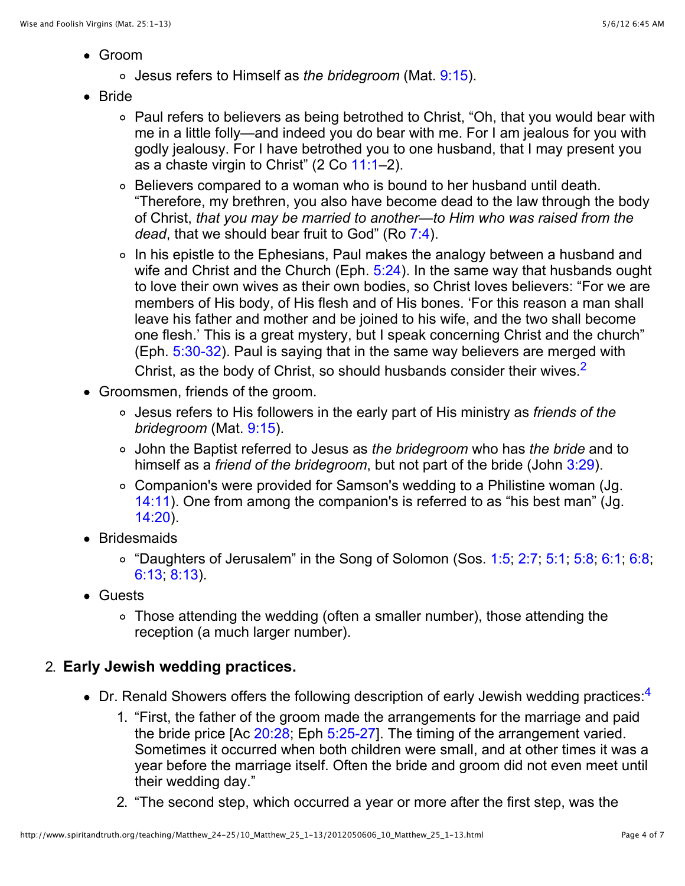- Groom
    - Jesus refers to Himself as *the bridegroom* (Mat. 9:15).
- Bride
    - Paul refers to believers as being betrothed to Christ, "Oh, that you would bear with me in a little folly—and indeed you do bear with me. For I am jealous for you with godly jealousy. For I have betrothed you to one husband, that I may present you as a chaste virgin to Christ" (2 Co 11:1–2).
    - Believers compared to a woman who is bound to her husband until death. "Therefore, my brethren, you also have become dead to the law through the body of Christ, *that you may be married to another—to Him who was raised from the dead*, that we should bear fruit to God" (Ro 7:4).
    - In his epistle to the Ephesians, Paul makes the analogy between a husband and wife and Christ and the Church (Eph. 5:24). In the same way that husbands ought to love their own wives as their own bodies, so Christ loves believers: "For we are members of His body, of His flesh and of His bones. 'For this reason a man shall leave his father and mother and be joined to his wife, and the two shall become one flesh.' This is a great mystery, but I speak concerning Christ and the church" (Eph. 5:30-32). Paul is saying that in the same way believers are merged with Christ, as the body of Christ, so should husbands consider their wives.[2]
- Groomsmen, friends of the groom.
    - Jesus refers to His followers in the early part of His ministry as *friends of the bridegroom* (Mat. 9:15).
    - John the Baptist referred to Jesus as *the bridegroom* who has *the bride* and to himself as a *friend of the bridegroom*, but not part of the bride (John 3:29).
    - Companion's were provided for Samson's wedding to a Philistine woman (Jg. 14:11). One from among the companion's is referred to as "his best man" (Jg. 14:20).
- Bridesmaids
    - "Daughters of Jerusalem" in the Song of Solomon (Sos. 1:5; 2:7; 5:1; 5:8; 6:1; 6:8; 6:13; 8:13).
- Guests
    - Those attending the wedding (often a smaller number), those attending the reception (a much larger number).

2. **Early Jewish wedding practices.**

- Dr. Renald Showers offers the following description of early Jewish wedding practices:[4]
    1. "First, the father of the groom made the arrangements for the marriage and paid the bride price [Ac 20:28; Eph 5:25-27]. The timing of the arrangement varied. Sometimes it occurred when both children were small, and at other times it was a year before the marriage itself. Often the bride and groom did not even meet until their wedding day."
    2. "The second step, which occurred a year or more after the first step, was the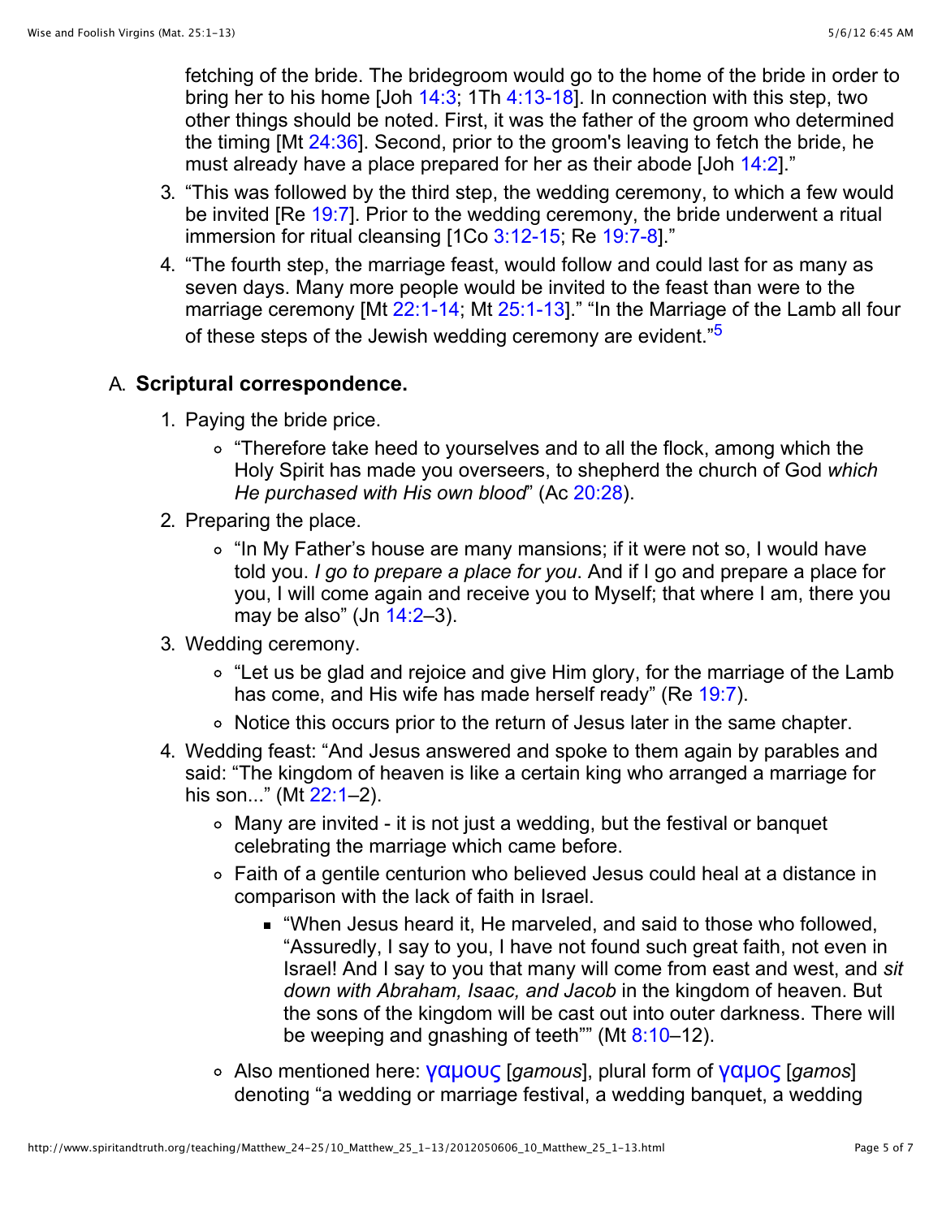fetching of the bride. The bridegroom would go to the home of the bride in order to bring her to his home [Joh 14:3; 1Th 4:13-18]. In connection with this step, two other things should be noted. First, it was the father of the groom who determined the timing [Mt 24:36]. Second, prior to the groom's leaving to fetch the bride, he must already have a place prepared for her as their abode [Joh 14:2]."

3. "This was followed by the third step, the wedding ceremony, to which a few would be invited [Re 19:7]. Prior to the wedding ceremony, the bride underwent a ritual immersion for ritual cleansing [1Co 3:12-15; Re 19:7-8]."
4. "The fourth step, the marriage feast, would follow and could last for as many as seven days. Many more people would be invited to the feast than were to the marriage ceremony [Mt 22:1-14; Mt 25:1-13]." "In the Marriage of the Lamb all four of these steps of the Jewish wedding ceremony are evident."[5]

A. **Scriptural correspondence.**

1. Paying the bride price.
   - "Therefore take heed to yourselves and to all the flock, among which the Holy Spirit has made you overseers, to shepherd the church of God *which He purchased with His own blood*" (Ac 20:28).
2. Preparing the place.
   - "In My Father's house are many mansions; if it were not so, I would have told you. *I go to prepare a place for you*. And if I go and prepare a place for you, I will come again and receive you to Myself; that where I am, there you may be also" (Jn 14:2–3).
3. Wedding ceremony.
   - "Let us be glad and rejoice and give Him glory, for the marriage of the Lamb has come, and His wife has made herself ready" (Re 19:7).
   - Notice this occurs prior to the return of Jesus later in the same chapter.
4. Wedding feast: "And Jesus answered and spoke to them again by parables and said: "The kingdom of heaven is like a certain king who arranged a marriage for his son..." (Mt 22:1–2).
   - Many are invited - it is not just a wedding, but the festival or banquet celebrating the marriage which came before.
   - Faith of a gentile centurion who believed Jesus could heal at a distance in comparison with the lack of faith in Israel.
     - "When Jesus heard it, He marveled, and said to those who followed, "Assuredly, I say to you, I have not found such great faith, not even in Israel! And I say to you that many will come from east and west, and *sit down with Abraham, Isaac, and Jacob* in the kingdom of heaven. But the sons of the kingdom will be cast out into outer darkness. There will be weeping and gnashing of teeth"" (Mt 8:10–12).
   - Also mentioned here: γαμους [*gamous*], plural form of γαμος [*gamos*] denoting "a wedding or marriage festival, a wedding banquet, a wedding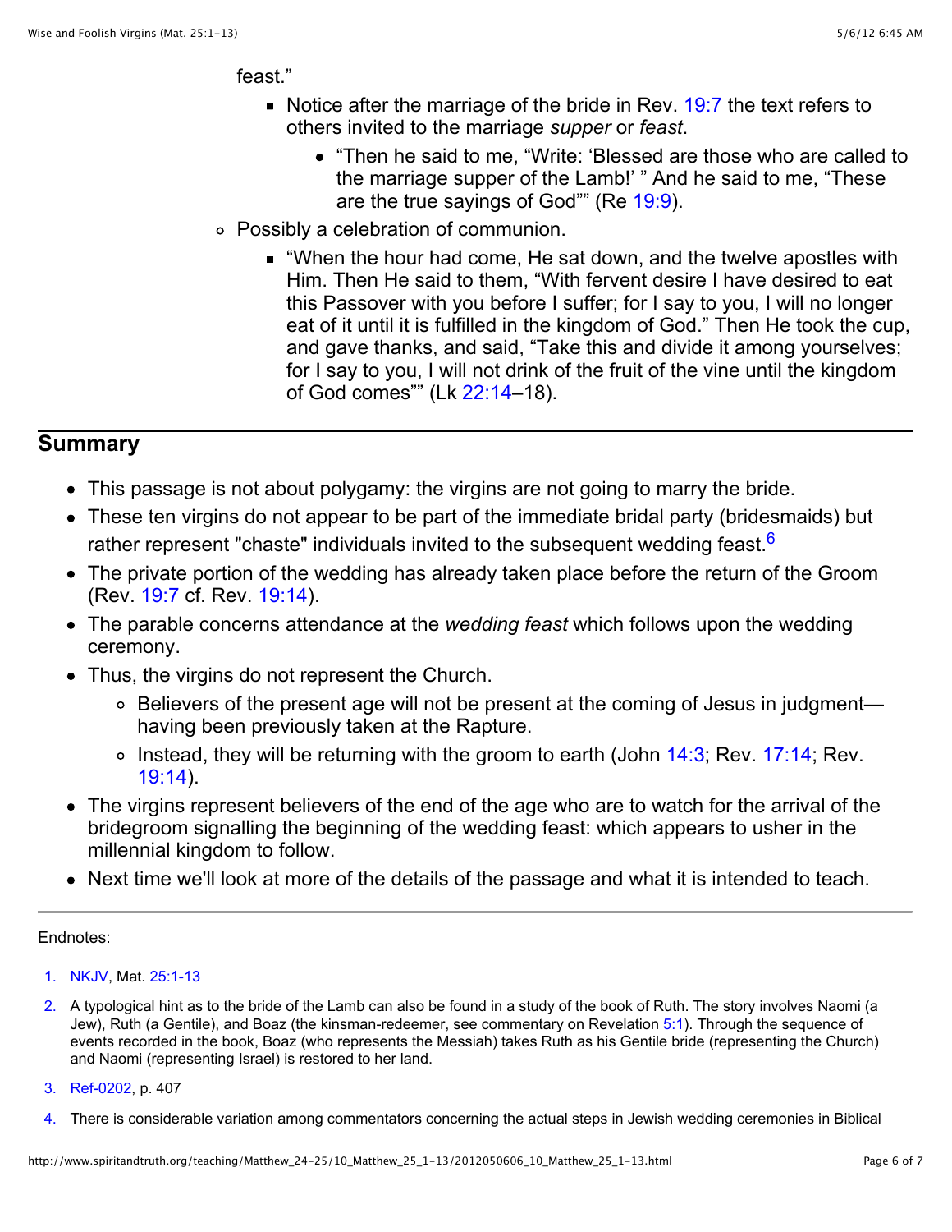feast."

        - Notice after the marriage of the bride in Rev. 19:7 the text refers to others invited to the marriage *supper* or *feast*.
            - "Then he said to me, "Write: 'Blessed are those who are called to the marriage supper of the Lamb!' " And he said to me, "These are the true sayings of God"" (Re 19:9).
    - Possibly a celebration of communion.
        - "When the hour had come, He sat down, and the twelve apostles with Him. Then He said to them, "With fervent desire I have desired to eat this Passover with you before I suffer; for I say to you, I will no longer eat of it until it is fulfilled in the kingdom of God." Then He took the cup, and gave thanks, and said, "Take this and divide it among yourselves; for I say to you, I will not drink of the fruit of the vine until the kingdom of God comes"" (Lk 22:14–18).

## Summary

- This passage is not about polygamy: the virgins are not going to marry the bride.
- These ten virgins do not appear to be part of the immediate bridal party (bridesmaids) but rather represent "chaste" individuals invited to the subsequent wedding feast.[6]
- The private portion of the wedding has already taken place before the return of the Groom (Rev. 19:7 cf. Rev. 19:14).
- The parable concerns attendance at the *wedding feast* which follows upon the wedding ceremony.
- Thus, the virgins do not represent the Church.
    - Believers of the present age will not be present at the coming of Jesus in judgment—having been previously taken at the Rapture.
    - Instead, they will be returning with the groom to earth (John 14:3; Rev. 17:14; Rev. 19:14).
- The virgins represent believers of the end of the age who are to watch for the arrival of the bridegroom signalling the beginning of the wedding feast: which appears to usher in the millennial kingdom to follow.
- Next time we'll look at more of the details of the passage and what it is intended to teach.

---

Endnotes:

1. NKJV, Mat. 25:1-13
2. A typological hint as to the bride of the Lamb can also be found in a study of the book of Ruth. The story involves Naomi (a Jew), Ruth (a Gentile), and Boaz (the kinsman-redeemer, see commentary on Revelation 5:1). Through the sequence of events recorded in the book, Boaz (who represents the Messiah) takes Ruth as his Gentile bride (representing the Church) and Naomi (representing Israel) is restored to her land.
3. Ref-0202, p. 407
4. There is considerable variation among commentators concerning the actual steps in Jewish wedding ceremonies in Biblical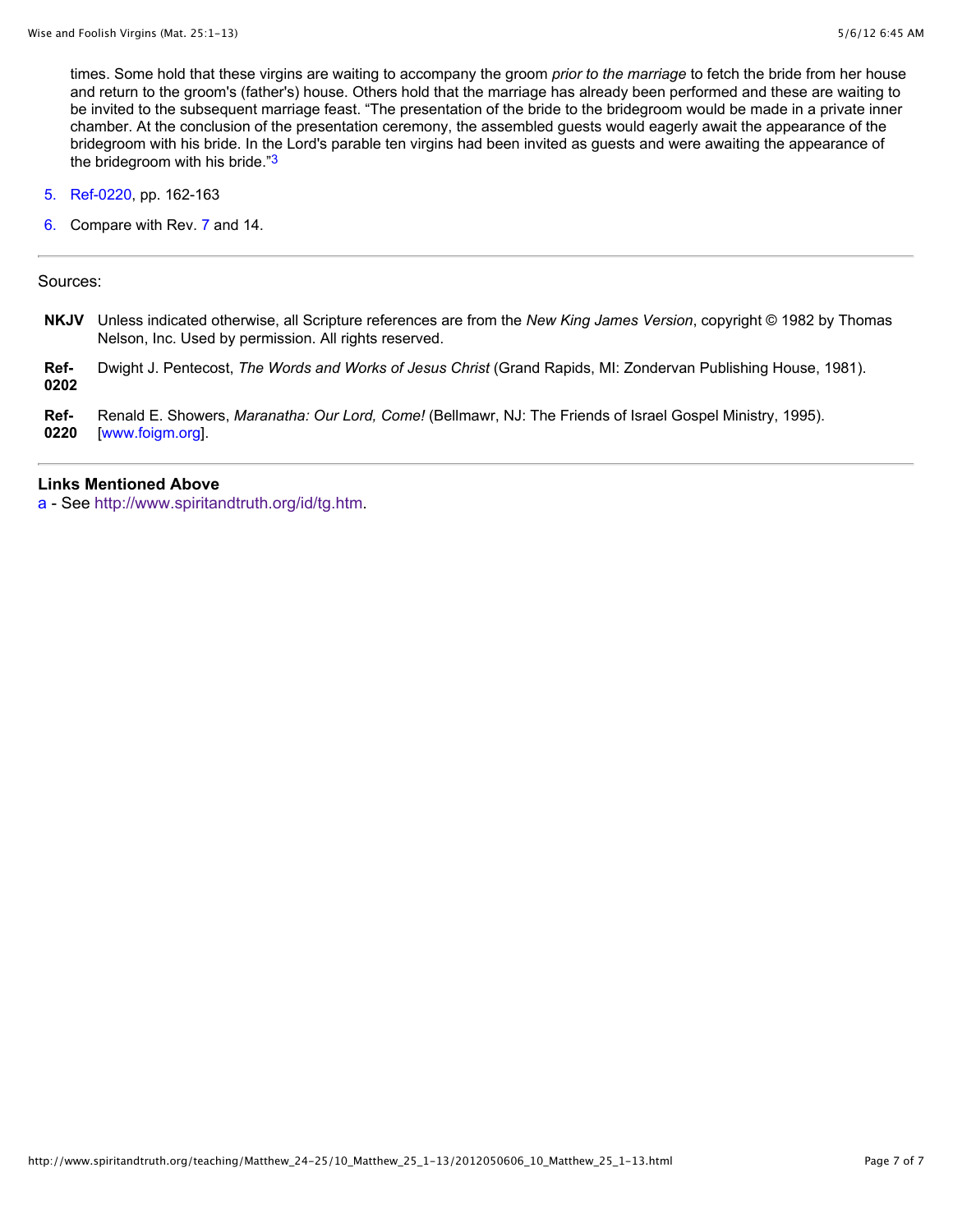times. Some hold that these virgins are waiting to accompany the groom *prior to the marriage* to fetch the bride from her house and return to the groom's (father's) house. Others hold that the marriage has already been performed and these are waiting to be invited to the subsequent marriage feast. "The presentation of the bride to the bridegroom would be made in a private inner chamber. At the conclusion of the presentation ceremony, the assembled guests would eagerly await the appearance of the bridegroom with his bride. In the Lord's parable ten virgins had been invited as guests and were awaiting the appearance of the bridegroom with his bride."[3]

5. Ref-0220, pp. 162-163
6. Compare with Rev. 7 and 14.

---

Sources:

| | |
|---|---|
| **NKJV** | Unless indicated otherwise, all Scripture references are from the *New King James Version*, copyright © 1982 by Thomas Nelson, Inc. Used by permission. All rights reserved. |
| **Ref-0202** | Dwight J. Pentecost, *The Words and Works of Jesus Christ* (Grand Rapids, MI: Zondervan Publishing House, 1981). |
| **Ref-0220** | Renald E. Showers, *Maranatha: Our Lord, Come!* (Bellmawr, NJ: The Friends of Israel Gospel Ministry, 1995). [www.foigm.org]. |

---

**Links Mentioned Above**

a - See http://www.spiritandtruth.org/id/tg.htm.